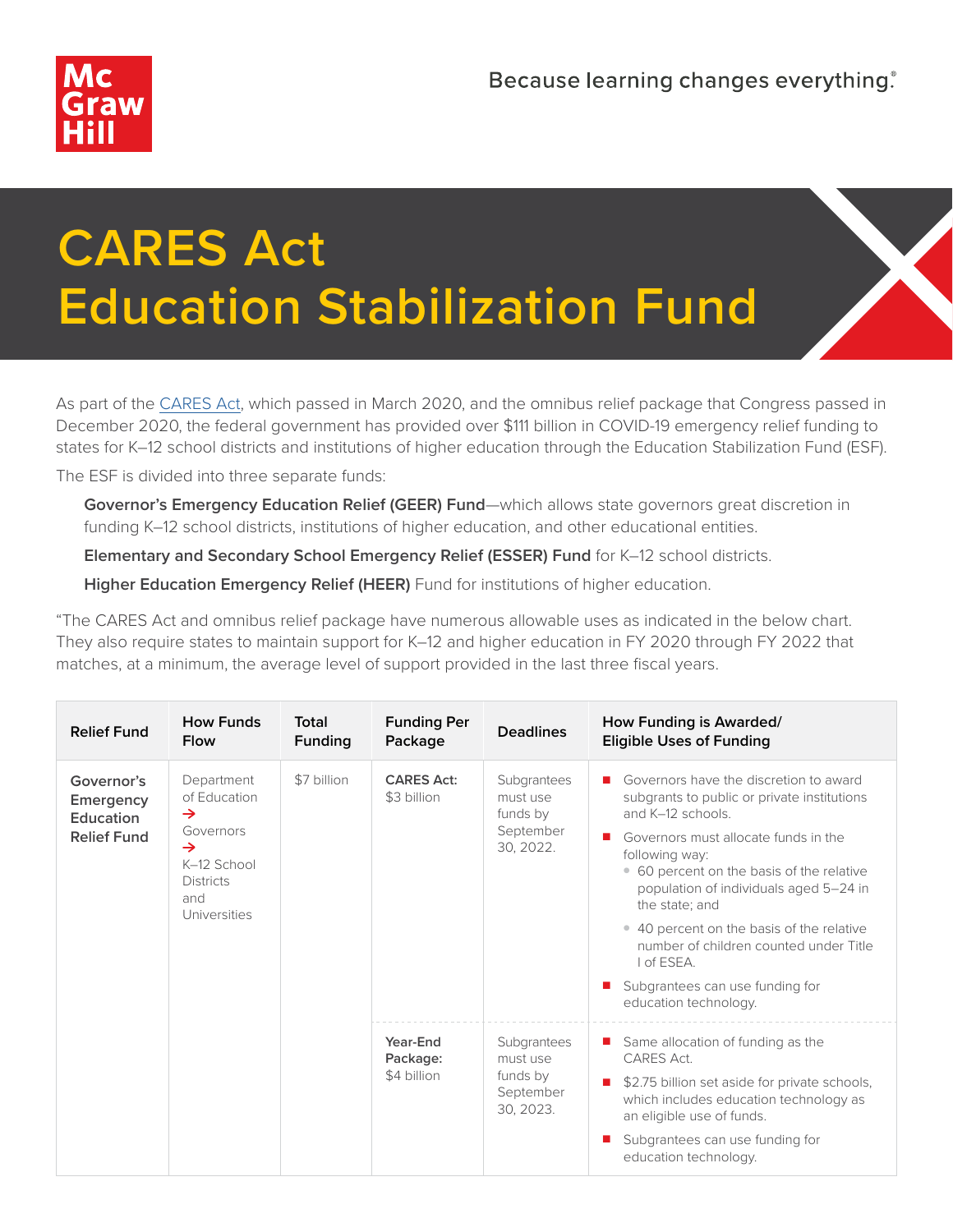Because learning changes everything.®

# CARES Act Education Stabilization Fund

As part of the CARES Act, which passed in March 2020, and the omnibus relief package that Congress passed in December 2020, the federal government has provided over $111 billion in COVID-19 emergency relief funding to states for K–12 school districts and institutions of higher education through the Education Stabilization Fund (ESF).

The ESF is divided into three separate funds:

**Governor's Emergency Education Relief (GEER) Fund**—which allows state governors great discretion in funding K–12 school districts, institutions of higher education, and other educational entities.

**Elementary and Secondary School Emergency Relief (ESSER) Fund** for K–12 school districts.

**Higher Education Emergency Relief (HEER)** Fund for institutions of higher education.

"The CARES Act and omnibus relief package have numerous allowable uses as indicated in the below chart. They also require states to maintain support for K–12 and higher education in FY 2020 through FY 2022 that matches, at a minimum, the average level of support provided in the last three fiscal years.

| Relief Fund | How Funds Flow | Total Funding | Funding Per Package | Deadlines | How Funding is Awarded/ Eligible Uses of Funding |
|---|---|---|---|---|---|
| **Governor's Emergency Education Relief Fund** | Department of Education → Governors → K–12 School Districts and Universities | $7 billion | **CARES Act:** $3 billion | Subgrantees must use funds by September 30, 2022. | ■ Governors have the discretion to award subgrants to public or private institutions and K–12 schools.<br>■ Governors must allocate funds in the following way:<br>• 60 percent on the basis of the relative population of individuals aged 5–24 in the state; and<br>• 40 percent on the basis of the relative number of children counted under Title I of ESEA.<br>■ Subgrantees can use funding for education technology. |
| | | | **Year-End Package:** $4 billion | Subgrantees must use funds by September 30, 2023. | ■ Same allocation of funding as the CARES Act.<br>■ $2.75 billion set aside for private schools, which includes education technology as an eligible use of funds.<br>■ Subgrantees can use funding for education technology. |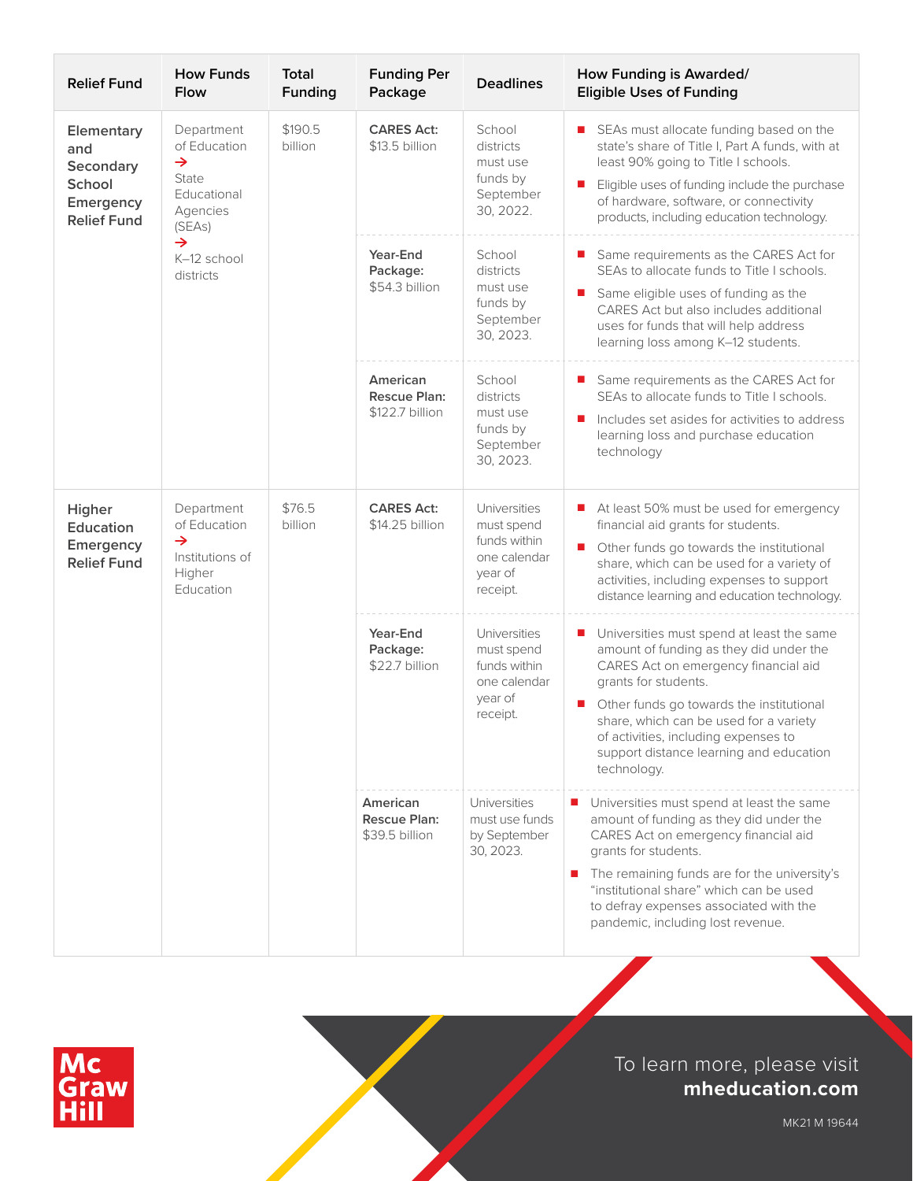| Relief Fund | How Funds Flow | Total Funding | Funding Per Package | Deadlines | How Funding is Awarded/ Eligible Uses of Funding |
|---|---|---|---|---|---|
| **Elementary and Secondary School Emergency Relief Fund** | Department of Education → State Educational Agencies (SEAs) → K–12 school districts | $190.5 billion | **CARES Act:** $13.5 billion | School districts must use funds by September 30, 2022. | ■ SEAs must allocate funding based on the state's share of Title I, Part A funds, with at least 90% going to Title I schools. ■ Eligible uses of funding include the purchase of hardware, software, or connectivity products, including education technology. |
| | | | **Year-End Package:** $54.3 billion | School districts must use funds by September 30, 2023. | ■ Same requirements as the CARES Act for SEAs to allocate funds to Title I schools. ■ Same eligible uses of funding as the CARES Act but also includes additional uses for funds that will help address learning loss among K–12 students. |
| | | | **American Rescue Plan:** $122.7 billion | School districts must use funds by September 30, 2023. | ■ Same requirements as the CARES Act for SEAs to allocate funds to Title I schools. ■ Includes set asides for activities to address learning loss and purchase education technology |
| **Higher Education Emergency Relief Fund** | Department of Education → Institutions of Higher Education | $76.5 billion | **CARES Act:** $14.25 billion | Universities must spend funds within one calendar year of receipt. | ■ At least 50% must be used for emergency financial aid grants for students. ■ Other funds go towards the institutional share, which can be used for a variety of activities, including expenses to support distance learning and education technology. |
| | | | **Year-End Package:** $22.7 billion | Universities must spend funds within one calendar year of receipt. | ■ Universities must spend at least the same amount of funding as they did under the CARES Act on emergency financial aid grants for students. ■ Other funds go towards the institutional share, which can be used for a variety of activities, including expenses to support distance learning and education technology. |
| | | | **American Rescue Plan:** $39.5 billion | Universities must use funds by September 30, 2023. | ■ Universities must spend at least the same amount of funding as they did under the CARES Act on emergency financial aid grants for students. ■ The remaining funds are for the university's "institutional share" which can be used to defray expenses associated with the pandemic, including lost revenue. |

McGraw Hill

To learn more, please visit **mheducation.com**

MK21 M 19644